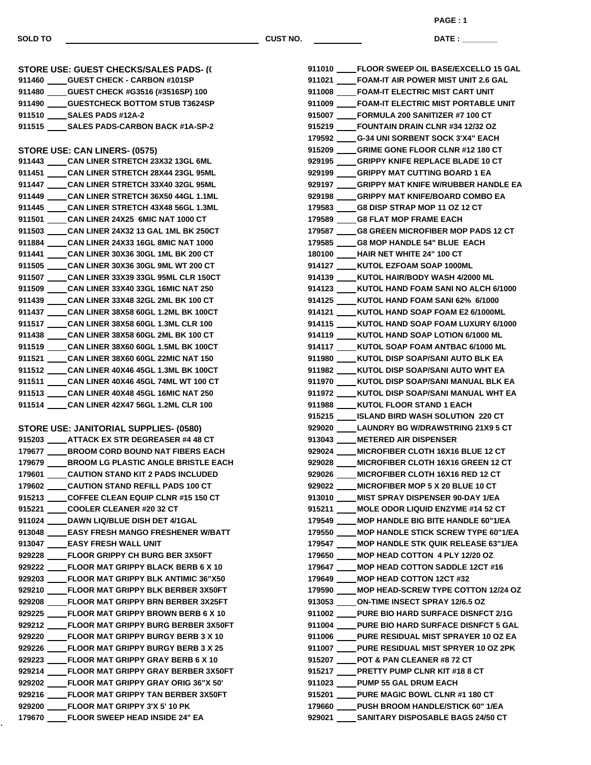SOLD TO ______________________ CUST NO. __________ DATE : ________

**STORE USE: GUEST CHECKS/SALES PADS- ((**

911460 ____ GUEST CHECK - CARBON #101SP
911480 ____ GUEST CHECK #G3516 (#3516SP) 100
911490 ____ GUESTCHECK BOTTOM STUB T3624SP
911510 ____ SALES PADS #12A-2
911515 ____ SALES PADS-CARBON BACK #1A-SP-2

**STORE USE: CAN LINERS- (0575)**

911443 ____ CAN LINER STRETCH 23X32 13GL 6ML
911451 ____ CAN LINER STRETCH 28X44 23GL 95ML
911447 ____ CAN LINER STRETCH 33X40 32GL 95ML
911449 ____ CAN LINER STRETCH 36X50 44GL 1.1ML
911445 ____ CAN LINER STRETCH 43X48 56GL 1.3ML
911501 ____ CAN LINER 24X25 6MIC NAT 1000 CT
911503 ____ CAN LINER 24X32 13 GAL 1ML BK 250CT
911884 ____ CAN LINER 24X33 16GL 8MIC NAT 1000
911441 ____ CAN LINER 30X36 30GL 1ML BK 200 CT
911505 ____ CAN LINER 30X36 30GL 9ML WT 200 CT
911507 ____ CAN LINER 33X39 33GL 95ML CLR 150CT
911509 ____ CAN LINER 33X40 33GL 16MIC NAT 250
911439 ____ CAN LINER 33X48 32GL 2ML BK 100 CT
911437 ____ CAN LINER 38X58 60GL 1.2ML BK 100CT
911517 ____ CAN LINER 38X58 60GL 1.3ML CLR 100
911438 ____ CAN LINER 38X58 60GL 2ML BK 100 CT
911519 ____ CAN LINER 38X60 60GL 1.5ML BK 100CT
911521 ____ CAN LINER 38X60 60GL 22MIC NAT 150
911512 ____ CAN LINER 40X46 45GL 1.3ML BK 100CT
911511 ____ CAN LINER 40X46 45GL 74ML WT 100 CT
911513 ____ CAN LINER 40X48 45GL 16MIC NAT 250
911514 ____ CAN LINER 42X47 56GL 1.2ML CLR 100

**STORE USE: JANITORIAL SUPPLIES- (0580)**

915203 ____ ATTACK EX STR DEGREASER #4 48 CT
179677 ____ BROOM CORD BOUND NAT FIBERS EACH
179679 ____ BROOM LG PLASTIC ANGLE BRISTLE EACH
179601 ____ CAUTION STAND KIT 2 PADS INCLUDED
179602 ____ CAUTION STAND REFILL PADS 100 CT
915213 ____ COFFEE CLEAN EQUIP CLNR #15 150 CT
915221 ____ COOLER CLEANER #20 32 CT
911024 ____ DAWN LIQ/BLUE DISH DET 4/1GAL
913048 ____ EASY FRESH MANGO FRESHENER W/BATT
913047 ____ EASY FRESH WALL UNIT
929228 ____ FLOOR GRIPPY CH BURG BER 3X50FT
929222 ____ FLOOR MAT GRIPPY BLACK BERB 6 X 10
929203 ____ FLOOR MAT GRIPPY BLK ANTIMIC 36"X50
929210 ____ FLOOR MAT GRIPPY BLK BERBER 3X50FT
929208 ____ FLOOR MAT GRIPPY BRN BERBER 3X25FT
929225 ____ FLOOR MAT GRIPPY BROWN BERB 6 X 10
929212 ____ FLOOR MAT GRIPPY BURG BERBER 3X50FT
929220 ____ FLOOR MAT GRIPPY BURGY BERB 3 X 10
929226 ____ FLOOR MAT GRIPPY BURGY BERB 3 X 25
929223 ____ FLOOR MAT GRIPPY GRAY BERB 6 X 10
929214 ____ FLOOR MAT GRIPPY GRAY BERBER 3X50FT
929202 ____ FLOOR MAT GRIPPY GRAY ORIG 36"X 50'
929216 ____ FLOOR MAT GRIPPY TAN BERBER 3X50FT
929200 ____ FLOOR MAT GRIPPY 3'X 5' 10 PK
179670 ____ FLOOR SWEEP HEAD INSIDE 24" EA
911010 ____ FLOOR SWEEP OIL BASE/EXCELLO 15 GAL
911021 ____ FOAM-IT AIR POWER MIST UNIT 2.6 GAL
911008 ____ FOAM-IT ELECTRIC MIST CART UNIT
911009 ____ FOAM-IT ELECTRIC MIST PORTABLE UNIT
915007 ____ FORMULA 200 SANITIZER #7 100 CT
915219 ____ FOUNTAIN DRAIN CLNR #34 12/32 OZ
179592 ____ G-34 UNI SORBENT SOCK 3'X4" EACH
915209 ____ GRIME GONE FLOOR CLNR #12 180 CT
929195 ____ GRIPPY KNIFE REPLACE BLADE 10 CT
929199 ____ GRIPPY MAT CUTTING BOARD 1 EA
929197 ____ GRIPPY MAT KNIFE W/RUBBER HANDLE EA
929198 ____ GRIPPY MAT KNIFE/BOARD COMBO EA
179583 ____ G8 DISP STRAP MOP 11 OZ 12 CT
179589 ____ G8 FLAT MOP FRAME EACH
179587 ____ G8 GREEN MICROFIBER MOP PADS 12 CT
179585 ____ G8 MOP HANDLE 54" BLUE EACH
180100 ____ HAIR NET WHITE 24" 100 CT
914127 ____ KUTOL EZFOAM SOAP 1000ML
914139 ____ KUTOL HAIR/BODY WASH 4/2000 ML
914123 ____ KUTOL HAND FOAM SANI NO ALCH 6/1000
914125 ____ KUTOL HAND FOAM SANI 62% 6/1000
914121 ____ KUTOL HAND SOAP FOAM E2 6/1000ML
914115 ____ KUTOL HAND SOAP FOAM LUXURY 6/1000
914119 ____ KUTOL HAND SOAP LOTION 6/1000 ML
914117 ____ KUTOL SOAP FOAM ANTBAC 6/1000 ML
911980 ____ KUTOL DISP SOAP/SANI AUTO BLK EA
911982 ____ KUTOL DISP SOAP/SANI AUTO WHT EA
911970 ____ KUTOL DISP SOAP/SANI MANUAL BLK EA
911972 ____ KUTOL DISP SOAP/SANI MANUAL WHT EA
911988 ____ KUTOL FLOOR STAND 1 EACH
915215 ____ ISLAND BIRD WASH SOLUTION 220 CT
929020 ____ LAUNDRY BG W/DRAWSTRING 21X9 5 CT
913043 ____ METERED AIR DISPENSER
929024 ____ MICROFIBER CLOTH 16X16 BLUE 12 CT
929028 ____ MICROFIBER CLOTH 16X16 GREEN 12 CT
929026 ____ MICROFIBER CLOTH 16X16 RED 12 CT
929022 ____ MICROFIBER MOP 5 X 20 BLUE 10 CT
913010 ____ MIST SPRAY DISPENSER 90-DAY 1/EA
915211 ____ MOLE ODOR LIQUID ENZYME #14 52 CT
179549 ____ MOP HANDLE BIG BITE HANDLE 60"1/EA
179550 ____ MOP HANDLE STICK SCREW TYPE 60"1/EA
179547 ____ MOP HANDLE STK QUIK RELEASE 63"1/EA
179650 ____ MOP HEAD COTTON 4 PLY 12/20 OZ
179647 ____ MOP HEAD COTTON SADDLE 12CT #16
179649 ____ MOP HEAD COTTON 12CT #32
179590 ____ MOP HEAD-SCREW TYPE COTTON 12/24 OZ
913053 ____ ON-TIME INSECT SPRAY 12/6.5 OZ
911002 ____ PURE BIO HARD SURFACE DISNFCT 2/1G
911004 ____ PURE BIO HARD SURFACE DISNFCT 5 GAL
911006 ____ PURE RESIDUAL MIST SPRAYER 10 OZ EA
911007 ____ PURE RESIDUAL MIST SPRYER 10 OZ 2PK
915207 ____ POT & PAN CLEANER #8 72 CT
915217 ____ PRETTY PUMP CLNR KIT #18 8 CT
911023 ____ PUMP 55 GAL DRUM EACH
915201 ____ PURE MAGIC BOWL CLNR #1 180 CT
179660 ____ PUSH BROOM HANDLE/STICK 60" 1/EA
929021 ____ SANITARY DISPOSABLE BAGS 24/50 CT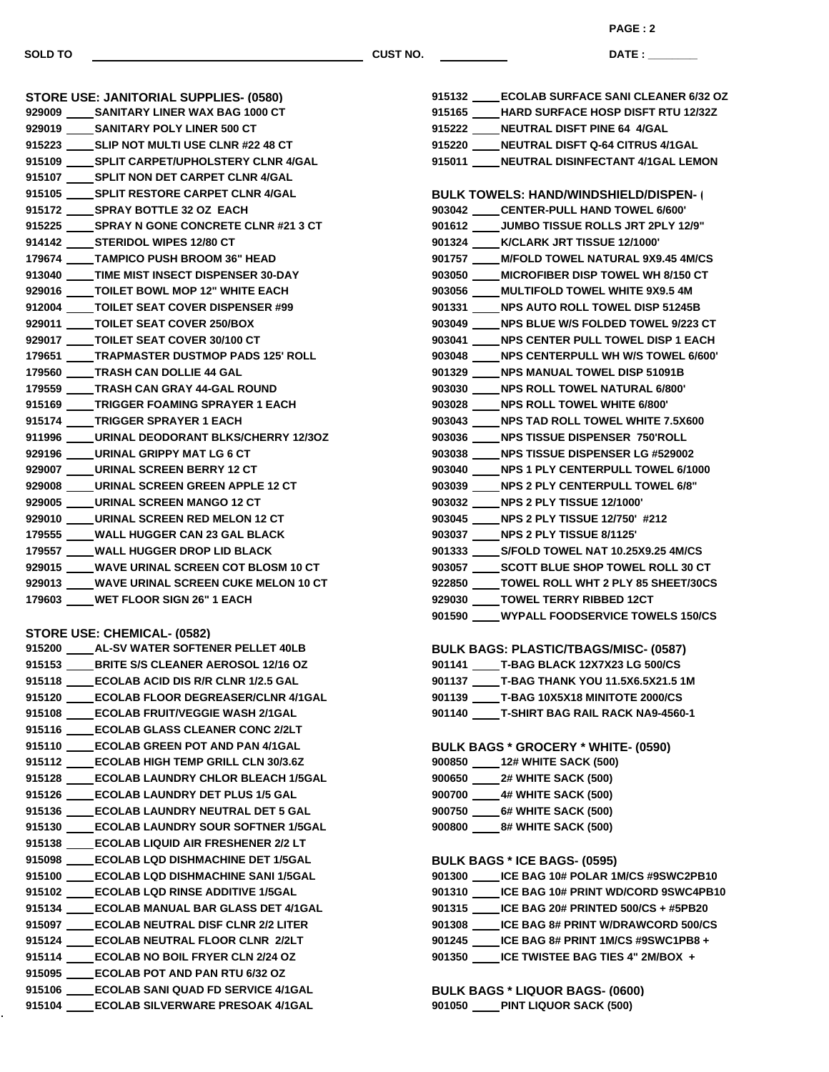SOLD TO ____________________ CUST NO. __________ DATE : ________

### STORE USE: JANITORIAL SUPPLIES- (0580)

929009 ____ SANITARY LINER WAX BAG 1000 CT
929019 ____ SANITARY POLY LINER 500 CT
915223 ____ SLIP NOT MULTI USE CLNR #22 48 CT
915109 ____ SPLIT CARPET/UPHOLSTERY CLNR 4/GAL
915107 ____ SPLIT NON DET CARPET CLNR 4/GAL
915105 ____ SPLIT RESTORE CARPET CLNR 4/GAL
915172 ____ SPRAY BOTTLE 32 OZ EACH
915225 ____ SPRAY N GONE CONCRETE CLNR #21 3 CT
914142 ____ STERIDOL WIPES 12/80 CT
179674 ____ TAMPICO PUSH BROOM 36" HEAD
913040 ____ TIME MIST INSECT DISPENSER 30-DAY
929016 ____ TOILET BOWL MOP 12" WHITE EACH
912004 ____ TOILET SEAT COVER DISPENSER #99
929011 ____ TOILET SEAT COVER 250/BOX
929017 ____ TOILET SEAT COVER 30/100 CT
179651 ____ TRAPMASTER DUSTMOP PADS 125' ROLL
179560 ____ TRASH CAN DOLLIE 44 GAL
179559 ____ TRASH CAN GRAY 44-GAL ROUND
915169 ____ TRIGGER FOAMING SPRAYER 1 EACH
915174 ____ TRIGGER SPRAYER 1 EACH
911996 ____ URINAL DEODORANT BLKS/CHERRY 12/3OZ
929196 ____ URINAL GRIPPY MAT LG 6 CT
929007 ____ URINAL SCREEN BERRY 12 CT
929008 ____ URINAL SCREEN GREEN APPLE 12 CT
929005 ____ URINAL SCREEN MANGO 12 CT
929010 ____ URINAL SCREEN RED MELON 12 CT
179555 ____ WALL HUGGER CAN 23 GAL BLACK
179557 ____ WALL HUGGER DROP LID BLACK
929015 ____ WAVE URINAL SCREEN COT BLOSM 10 CT
929013 ____ WAVE URINAL SCREEN CUKE MELON 10 CT
179603 ____ WET FLOOR SIGN 26" 1 EACH

### STORE USE: CHEMICAL- (0582)

915200 ____ AL-SV WATER SOFTENER PELLET 40LB
915153 ____ BRITE S/S CLEANER AEROSOL 12/16 OZ
915118 ____ ECOLAB ACID DIS R/R CLNR 1/2.5 GAL
915120 ____ ECOLAB FLOOR DEGREASER/CLNR 4/1GAL
915108 ____ ECOLAB FRUIT/VEGGIE WASH 2/1GAL
915116 ____ ECOLAB GLASS CLEANER CONC 2/2LT
915110 ____ ECOLAB GREEN POT AND PAN 4/1GAL
915112 ____ ECOLAB HIGH TEMP GRILL CLN 30/3.6Z
915128 ____ ECOLAB LAUNDRY CHLOR BLEACH 1/5GAL
915126 ____ ECOLAB LAUNDRY DET PLUS 1/5 GAL
915136 ____ ECOLAB LAUNDRY NEUTRAL DET 5 GAL
915130 ____ ECOLAB LAUNDRY SOUR SOFTNER 1/5GAL
915138 ____ ECOLAB LIQUID AIR FRESHENER 2/2 LT
915098 ____ ECOLAB LQD DISHMACHINE DET 1/5GAL
915100 ____ ECOLAB LQD DISHMACHINE SANI 1/5GAL
915102 ____ ECOLAB LQD RINSE ADDITIVE 1/5GAL
915134 ____ ECOLAB MANUAL BAR GLASS DET 4/1GAL
915097 ____ ECOLAB NEUTRAL DISF CLNR 2/2 LITER
915124 ____ ECOLAB NEUTRAL FLOOR CLNR 2/2LT
915114 ____ ECOLAB NO BOIL FRYER CLN 2/24 OZ
915095 ____ ECOLAB POT AND PAN RTU 6/32 OZ
915106 ____ ECOLAB SANI QUAD FD SERVICE 4/1GAL
915104 ____ ECOLAB SILVERWARE PRESOAK 4/1GAL
915132 ____ ECOLAB SURFACE SANI CLEANER 6/32 OZ
915165 ____ HARD SURFACE HOSP DISFT RTU 12/32Z
915222 ____ NEUTRAL DISFT PINE 64 4/GAL
915220 ____ NEUTRAL DISFT Q-64 CITRUS 4/1GAL
915011 ____ NEUTRAL DISINFECTANT 4/1GAL LEMON

### BULK TOWELS: HAND/WINDSHIELD/DISPEN- (

903042 ____ CENTER-PULL HAND TOWEL 6/600'
901612 ____ JUMBO TISSUE ROLLS JRT 2PLY 12/9"
901324 ____ K/CLARK JRT TISSUE 12/1000'
901757 ____ M/FOLD TOWEL NATURAL 9X9.45 4M/CS
903050 ____ MICROFIBER DISP TOWEL WH 8/150 CT
903056 ____ MULTIFOLD TOWEL WHITE 9X9.5 4M
901331 ____ NPS AUTO ROLL TOWEL DISP 51245B
903049 ____ NPS BLUE W/S FOLDED TOWEL 9/223 CT
903041 ____ NPS CENTER PULL TOWEL DISP 1 EACH
903048 ____ NPS CENTERPULL WH W/S TOWEL 6/600'
901329 ____ NPS MANUAL TOWEL DISP 51091B
903030 ____ NPS ROLL TOWEL NATURAL 6/800'
903028 ____ NPS ROLL TOWEL WHITE 6/800'
903043 ____ NPS TAD ROLL TOWEL WHITE 7.5X600
903036 ____ NPS TISSUE DISPENSER 750'ROLL
903038 ____ NPS TISSUE DISPENSER LG #529002
903040 ____ NPS 1 PLY CENTERPULL TOWEL 6/1000
903039 ____ NPS 2 PLY CENTERPULL TOWEL 6/8"
903032 ____ NPS 2 PLY TISSUE 12/1000'
903045 ____ NPS 2 PLY TISSUE 12/750' #212
903037 ____ NPS 2 PLY TISSUE 8/1125'
901333 ____ S/FOLD TOWEL NAT 10.25X9.25 4M/CS
903057 ____ SCOTT BLUE SHOP TOWEL ROLL 30 CT
922850 ____ TOWEL ROLL WHT 2 PLY 85 SHEET/30CS
929030 ____ TOWEL TERRY RIBBED 12CT
901590 ____ WYPALL FOODSERVICE TOWELS 150/CS

### BULK BAGS: PLASTIC/TBAGS/MISC- (0587)

901141 ____ T-BAG BLACK 12X7X23 LG 500/CS
901137 ____ T-BAG THANK YOU 11.5X6.5X21.5 1M
901139 ____ T-BAG 10X5X18 MINITOTE 2000/CS
901140 ____ T-SHIRT BAG RAIL RACK NA9-4560-1

### BULK BAGS * GROCERY * WHITE- (0590)

900850 ____ 12# WHITE SACK (500)
900650 ____ 2# WHITE SACK (500)
900700 ____ 4# WHITE SACK (500)
900750 ____ 6# WHITE SACK (500)
900800 ____ 8# WHITE SACK (500)

### BULK BAGS * ICE BAGS- (0595)

901300 ____ ICE BAG 10# POLAR 1M/CS #9SWC2PB10
901310 ____ ICE BAG 10# PRINT WD/CORD 9SWC4PB10
901315 ____ ICE BAG 20# PRINTED 500/CS + #5PB20
901308 ____ ICE BAG 8# PRINT W/DRAWCORD 500/CS
901245 ____ ICE BAG 8# PRINT 1M/CS #9SWC1PB8 +
901350 ____ ICE TWISTEE BAG TIES 4" 2M/BOX +

### BULK BAGS * LIQUOR BAGS- (0600)

901050 ____ PINT LIQUOR SACK (500)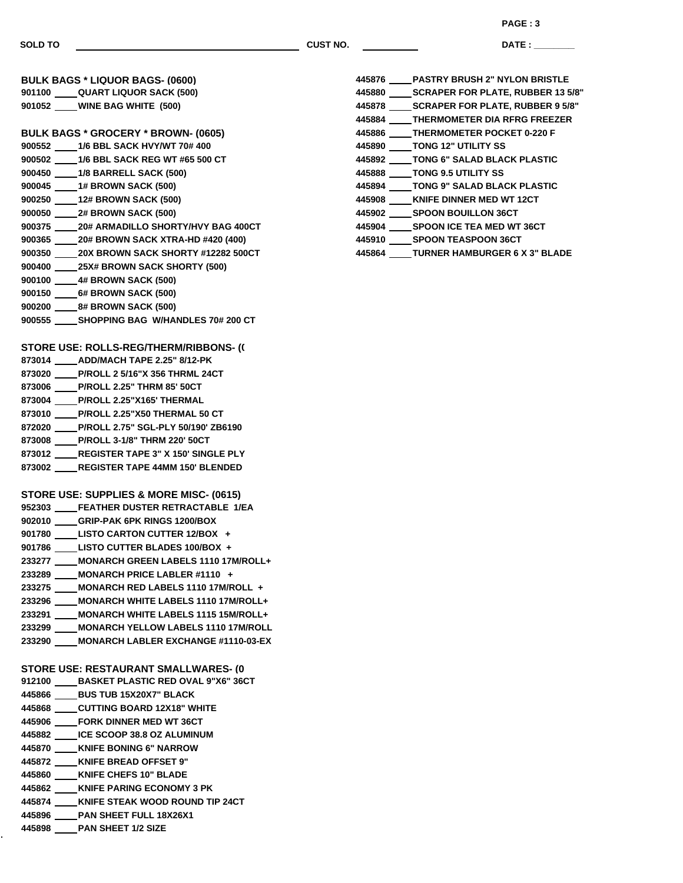SOLD TO ______________________ CUST NO. __________ DATE : ________

## BULK BAGS * LIQUOR BAGS- (0600)

901100 ____ QUART LIQUOR SACK (500)
901052 ____ WINE BAG WHITE (500)

## BULK BAGS * GROCERY * BROWN- (0605)

900552 ____ 1/6 BBL SACK HVY/WT 70# 400
900502 ____ 1/6 BBL SACK REG WT #65 500 CT
900450 ____ 1/8 BARRELL SACK (500)
900045 ____ 1# BROWN SACK (500)
900250 ____ 12# BROWN SACK (500)
900050 ____ 2# BROWN SACK (500)
900375 ____ 20# ARMADILLO SHORTY/HVY BAG 400CT
900365 ____ 20# BROWN SACK XTRA-HD #420 (400)
900350 ____ 20X BROWN SACK SHORTY #12282 500CT
900400 ____ 25X# BROWN SACK SHORTY (500)
900100 ____ 4# BROWN SACK (500)
900150 ____ 6# BROWN SACK (500)
900200 ____ 8# BROWN SACK (500)
900555 ____ SHOPPING BAG W/HANDLES 70# 200 CT

## STORE USE: ROLLS-REG/THERM/RIBBONS- ((

873014 ____ ADD/MACH TAPE 2.25" 8/12-PK
873020 ____ P/ROLL 2 5/16"X 356 THRML 24CT
873006 ____ P/ROLL 2.25" THRM 85' 50CT
873004 ____ P/ROLL 2.25"X165' THERMAL
873010 ____ P/ROLL 2.25"X50 THERMAL 50 CT
872020 ____ P/ROLL 2.75" SGL-PLY 50/190' ZB6190
873008 ____ P/ROLL 3-1/8" THRM 220' 50CT
873012 ____ REGISTER TAPE 3" X 150' SINGLE PLY
873002 ____ REGISTER TAPE 44MM 150' BLENDED

## STORE USE: SUPPLIES & MORE MISC- (0615)

952303 ____ FEATHER DUSTER RETRACTABLE 1/EA
902010 ____ GRIP-PAK 6PK RINGS 1200/BOX
901780 ____ LISTO CARTON CUTTER 12/BOX +
901786 ____ LISTO CUTTER BLADES 100/BOX +
233277 ____ MONARCH GREEN LABELS 1110 17M/ROLL+
233289 ____ MONARCH PRICE LABLER #1110 +
233275 ____ MONARCH RED LABELS 1110 17M/ROLL +
233296 ____ MONARCH WHITE LABELS 1110 17M/ROLL+
233291 ____ MONARCH WHITE LABELS 1115 15M/ROLL+
233299 ____ MONARCH YELLOW LABELS 1110 17M/ROLL
233290 ____ MONARCH LABLER EXCHANGE #1110-03-EX

## STORE USE: RESTAURANT SMALLWARES- (0

912100 ____ BASKET PLASTIC RED OVAL 9"X6" 36CT
445866 ____ BUS TUB 15X20X7" BLACK
445868 ____ CUTTING BOARD 12X18" WHITE
445906 ____ FORK DINNER MED WT 36CT
445882 ____ ICE SCOOP 38.8 OZ ALUMINUM
445870 ____ KNIFE BONING 6" NARROW
445872 ____ KNIFE BREAD OFFSET 9"
445860 ____ KNIFE CHEFS 10" BLADE
445862 ____ KNIFE PARING ECONOMY 3 PK
445874 ____ KNIFE STEAK WOOD ROUND TIP 24CT
445896 ____ PAN SHEET FULL 18X26X1
445898 ____ PAN SHEET 1/2 SIZE
445876 ____ PASTRY BRUSH 2" NYLON BRISTLE
445880 ____ SCRAPER FOR PLATE, RUBBER 13 5/8"
445878 ____ SCRAPER FOR PLATE, RUBBER 9 5/8"
445884 ____ THERMOMETER DIA RFRG FREEZER
445886 ____ THERMOMETER POCKET 0-220 F
445890 ____ TONG 12" UTILITY SS
445892 ____ TONG 6" SALAD BLACK PLASTIC
445888 ____ TONG 9.5 UTILITY SS
445894 ____ TONG 9" SALAD BLACK PLASTIC
445908 ____ KNIFE DINNER MED WT 12CT
445902 ____ SPOON BOUILLON 36CT
445904 ____ SPOON ICE TEA MED WT 36CT
445910 ____ SPOON TEASPOON 36CT
445864 ____ TURNER HAMBURGER 6 X 3" BLADE